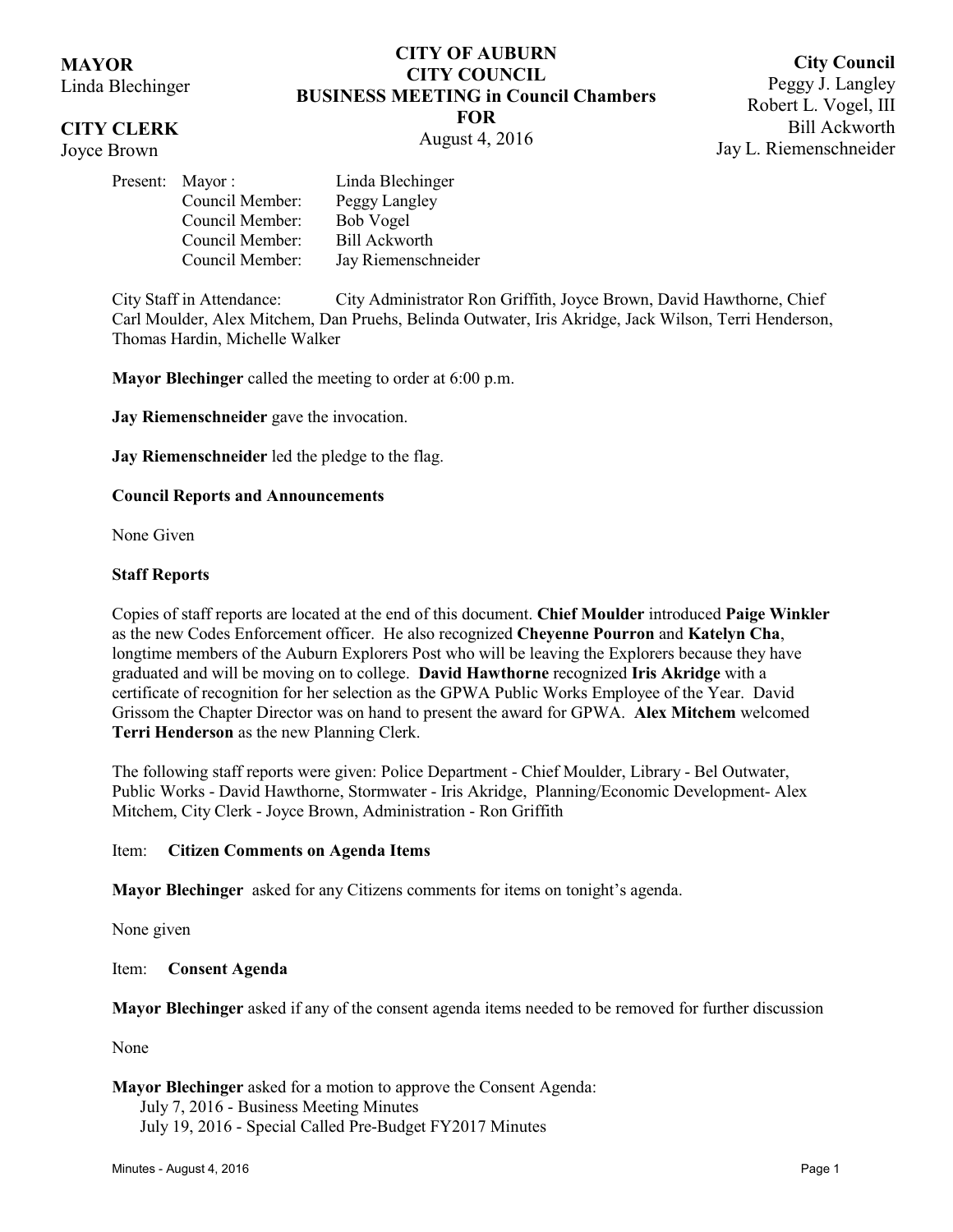**MAYOR**
Linda Blechinger

**CITY CLERK**
Joyce Brown

# CITY OF AUBURN
## CITY COUNCIL
## BUSINESS MEETING in Council Chambers
## FOR
August 4, 2016

**City Council**
Peggy J. Langley
Robert L. Vogel, III
Bill Ackworth
Jay L. Riemenschneider

| Present: | Mayor : | Linda Blechinger |
|---|---|---|
| | Council Member: | Peggy Langley |
| | Council Member: | Bob Vogel |
| | Council Member: | Bill Ackworth |
| | Council Member: | Jay Riemenschneider |

City Staff in Attendance: City Administrator Ron Griffith, Joyce Brown, David Hawthorne, Chief Carl Moulder, Alex Mitchem, Dan Pruehs, Belinda Outwater, Iris Akridge, Jack Wilson, Terri Henderson, Thomas Hardin, Michelle Walker

**Mayor Blechinger** called the meeting to order at 6:00 p.m.

**Jay Riemenschneider** gave the invocation.

**Jay Riemenschneider** led the pledge to the flag.

**Council Reports and Announcements**

None Given

**Staff Reports**

Copies of staff reports are located at the end of this document. **Chief Moulder** introduced **Paige Winkler** as the new Codes Enforcement officer. He also recognized **Cheyenne Pourron** and **Katelyn Cha**, longtime members of the Auburn Explorers Post who will be leaving the Explorers because they have graduated and will be moving on to college. **David Hawthorne** recognized **Iris Akridge** with a certificate of recognition for her selection as the GPWA Public Works Employee of the Year. David Grissom the Chapter Director was on hand to present the award for GPWA. **Alex Mitchem** welcomed **Terri Henderson** as the new Planning Clerk.

The following staff reports were given: Police Department - Chief Moulder, Library - Bel Outwater, Public Works - David Hawthorne, Stormwater - Iris Akridge, Planning/Economic Development- Alex Mitchem, City Clerk - Joyce Brown, Administration - Ron Griffith

Item: **Citizen Comments on Agenda Items**

**Mayor Blechinger** asked for any Citizens comments for items on tonight's agenda.

None given

Item: **Consent Agenda**

**Mayor Blechinger** asked if any of the consent agenda items needed to be removed for further discussion

None

**Mayor Blechinger** asked for a motion to approve the Consent Agenda:

- July 7, 2016 - Business Meeting Minutes
- July 19, 2016 - Special Called Pre-Budget FY2017 Minutes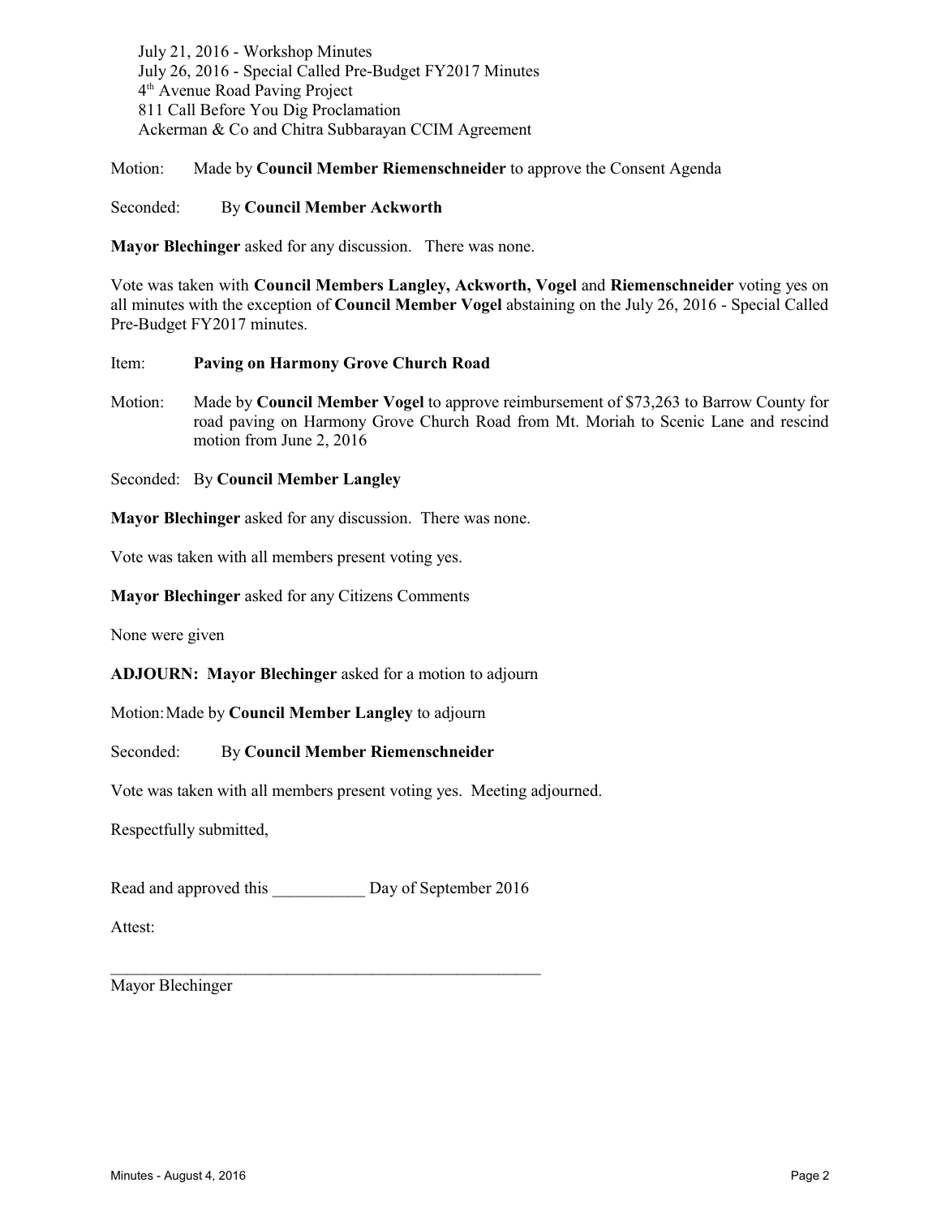July 21, 2016 - Workshop Minutes
July 26, 2016 - Special Called Pre-Budget FY2017 Minutes
4th Avenue Road Paving Project
811 Call Before You Dig Proclamation
Ackerman & Co and Chitra Subbarayan CCIM Agreement

Motion: Made by **Council Member Riemenschneider** to approve the Consent Agenda

Seconded: By **Council Member Ackworth**

**Mayor Blechinger** asked for any discussion. There was none.

Vote was taken with **Council Members Langley, Ackworth, Vogel** and **Riemenschneider** voting yes on all minutes with the exception of **Council Member Vogel** abstaining on the July 26, 2016 - Special Called Pre-Budget FY2017 minutes.

Item: **Paving on Harmony Grove Church Road**

Motion: Made by **Council Member Vogel** to approve reimbursement of $73,263 to Barrow County for road paving on Harmony Grove Church Road from Mt. Moriah to Scenic Lane and rescind motion from June 2, 2016

Seconded: By **Council Member Langley**

**Mayor Blechinger** asked for any discussion. There was none.

Vote was taken with all members present voting yes.

**Mayor Blechinger** asked for any Citizens Comments

None were given

**ADJOURN: Mayor Blechinger** asked for a motion to adjourn

Motion: Made by **Council Member Langley** to adjourn

Seconded: By **Council Member Riemenschneider**

Vote was taken with all members present voting yes. Meeting adjourned.

Respectfully submitted,

Read and approved this ___________ Day of September 2016

Attest:

_______________________________________________________
Mayor Blechinger